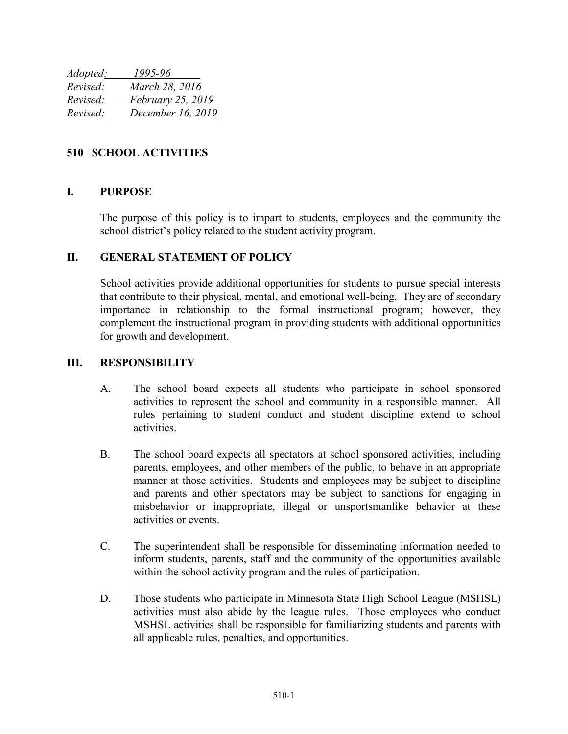*Adopted: 1995-96*
*Revised: March 28, 2016*
*Revised: February 25, 2019*
*Revised: December 16, 2019*

# 510 SCHOOL ACTIVITIES

## I. PURPOSE

The purpose of this policy is to impart to students, employees and the community the school district's policy related to the student activity program.

## II. GENERAL STATEMENT OF POLICY

School activities provide additional opportunities for students to pursue special interests that contribute to their physical, mental, and emotional well-being. They are of secondary importance in relationship to the formal instructional program; however, they complement the instructional program in providing students with additional opportunities for growth and development.

## III. RESPONSIBILITY

A. The school board expects all students who participate in school sponsored activities to represent the school and community in a responsible manner. All rules pertaining to student conduct and student discipline extend to school activities.

B. The school board expects all spectators at school sponsored activities, including parents, employees, and other members of the public, to behave in an appropriate manner at those activities. Students and employees may be subject to discipline and parents and other spectators may be subject to sanctions for engaging in misbehavior or inappropriate, illegal or unsportsmanlike behavior at these activities or events.

C. The superintendent shall be responsible for disseminating information needed to inform students, parents, staff and the community of the opportunities available within the school activity program and the rules of participation.

D. Those students who participate in Minnesota State High School League (MSHSL) activities must also abide by the league rules. Those employees who conduct MSHSL activities shall be responsible for familiarizing students and parents with all applicable rules, penalties, and opportunities.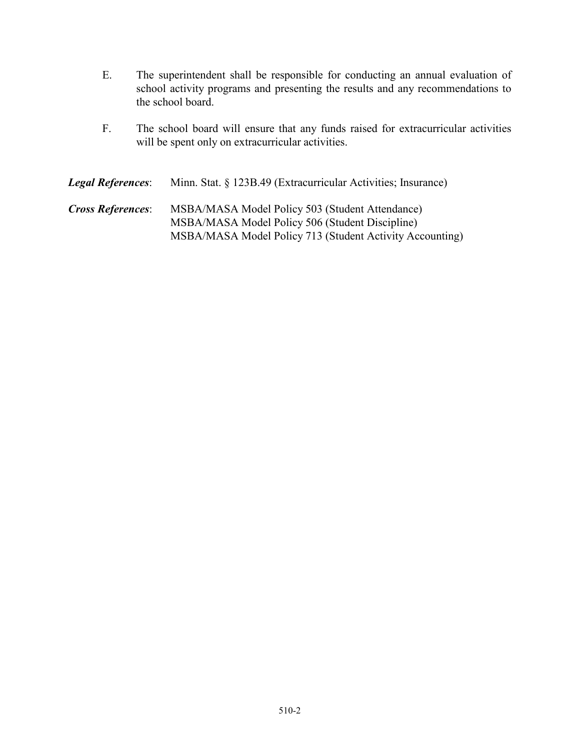E. The superintendent shall be responsible for conducting an annual evaluation of school activity programs and presenting the results and any recommendations to the school board.

F. The school board will ensure that any funds raised for extracurricular activities will be spent only on extracurricular activities.

***Legal References***: Minn. Stat. § 123B.49 (Extracurricular Activities; Insurance)

***Cross References***: MSBA/MASA Model Policy 503 (Student Attendance)
MSBA/MASA Model Policy 506 (Student Discipline)
MSBA/MASA Model Policy 713 (Student Activity Accounting)